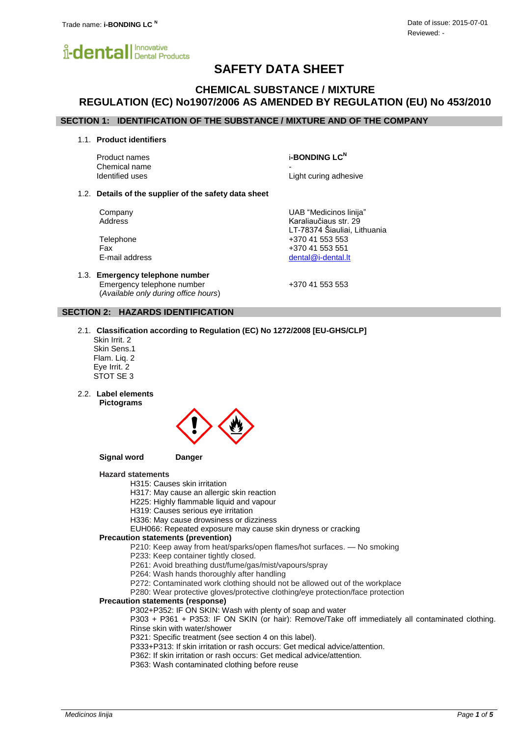Trade name: **i-BONDING LC** [N]

Date of issue: 2015-07-01
Reviewed: -

# SAFETY DATA SHEET

## CHEMICAL SUBSTANCE / MIXTURE
## REGULATION (EC) No1907/2006 AS AMENDED BY REGULATION (EU) No 453/2010

## SECTION 1: IDENTIFICATION OF THE SUBSTANCE / MIXTURE AND OF THE COMPANY

### 1.1. Product identifiers

| | |
|---|---|
| Product names | **i-BONDING LC** [N] |
| Chemical name | - |
| Identified uses | Light curing adhesive |

### 1.2. Details of the supplier of the safety data sheet

| | |
|---|---|
| Company | UAB "Medicinos linija" |
| Address | Karaliaučiaus str. 29<br>LT-78374 Šiauliai, Lithuania |
| Telephone | +370 41 553 553 |
| Fax | +370 41 553 551 |
| E-mail address | dental@i-dental.lt |

### 1.3. Emergency telephone number

Emergency telephone number (*Available only during office hours*) +370 41 553 553

## SECTION 2: HAZARDS IDENTIFICATION

### 2.1. Classification according to Regulation (EC) No 1272/2008 [EU-GHS/CLP]

Skin Irrit. 2
Skin Sens.1
Flam. Liq. 2
Eye Irrit. 2
STOT SE 3

### 2.2. Label elements

**Pictograms**

**Signal word** **Danger**

**Hazard statements**

H315: Causes skin irritation
H317: May cause an allergic skin reaction
H225: Highly flammable liquid and vapour
H319: Causes serious eye irritation
H336: May cause drowsiness or dizziness
EUH066: Repeated exposure may cause skin dryness or cracking

**Precaution statements (prevention)**

P210: Keep away from heat/sparks/open flames/hot surfaces. — No smoking
P233: Keep container tightly closed.
P261: Avoid breathing dust/fume/gas/mist/vapours/spray
P264: Wash hands thoroughly after handling
P272: Contaminated work clothing should not be allowed out of the workplace
P280: Wear protective gloves/protective clothing/eye protection/face protection

**Precaution statements (response)**

P302+P352: IF ON SKIN: Wash with plenty of soap and water
P303 + P361 + P353: IF ON SKIN (or hair): Remove/Take off immediately all contaminated clothing. Rinse skin with water/shower
P321: Specific treatment (see section 4 on this label).
P333+P313: If skin irritation or rash occurs: Get medical advice/attention.
P362: If skin irritation or rash occurs: Get medical advice/attention.
P363: Wash contaminated clothing before reuse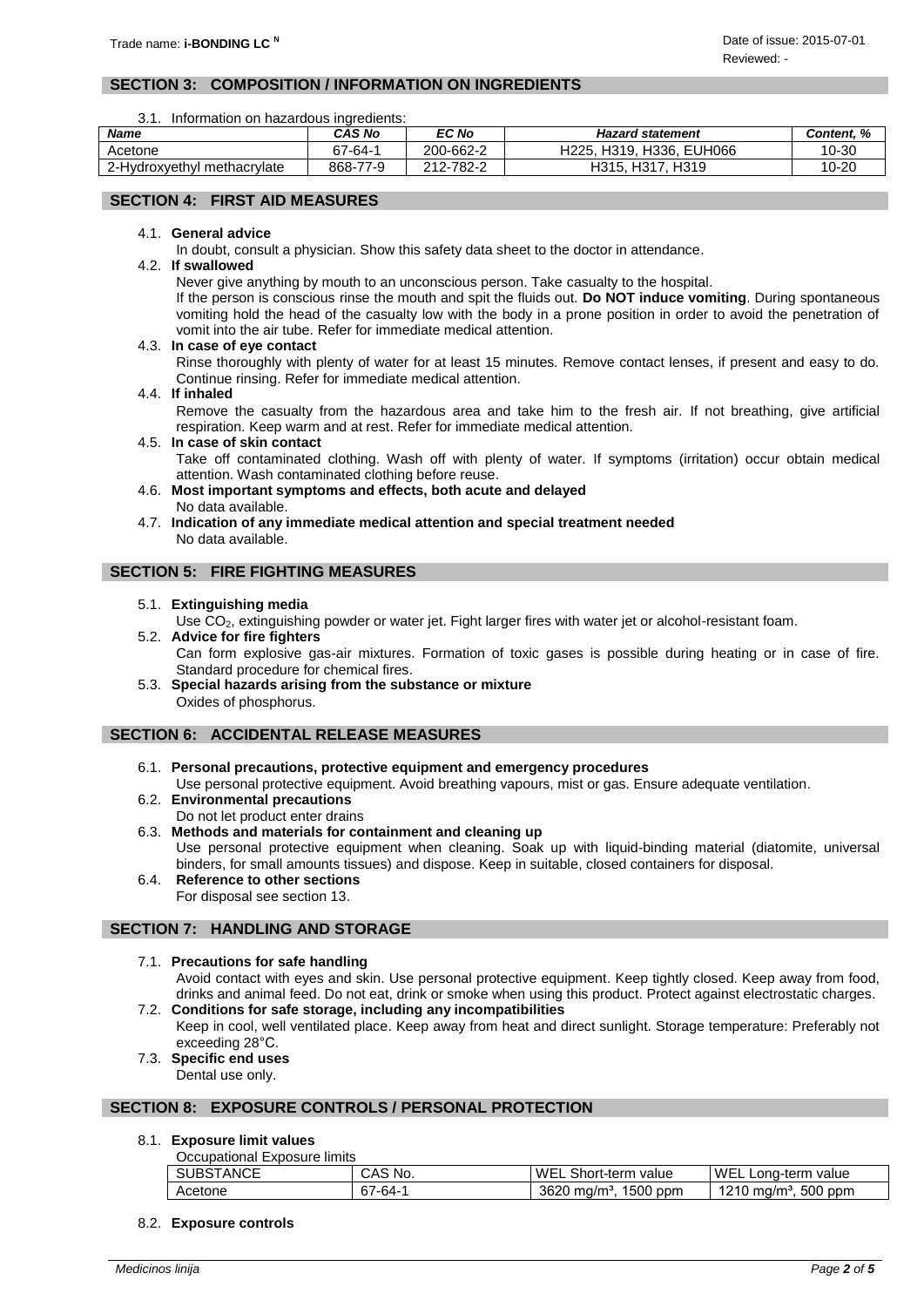## SECTION 3: COMPOSITION / INFORMATION ON INGREDIENTS

3.1. Information on hazardous ingredients:

| ***Name*** | ***CAS No*** | ***EC No*** | ***Hazard statement*** | ***Content, %*** |
|---|---|---|---|---|
| Acetone | 67-64-1 | 200-662-2 | H225, H319, H336, EUH066 | 10-30 |
| 2-Hydroxyethyl methacrylate | 868-77-9 | 212-782-2 | H315, H317, H319 | 10-20 |

## SECTION 4: FIRST AID MEASURES

4.1. **General advice**

In doubt, consult a physician. Show this safety data sheet to the doctor in attendance.

4.2. **If swallowed**

Never give anything by mouth to an unconscious person. Take casualty to the hospital.
If the person is conscious rinse the mouth and spit the fluids out. **Do NOT induce vomiting**. During spontaneous vomiting hold the head of the casualty low with the body in a prone position in order to avoid the penetration of vomit into the air tube. Refer for immediate medical attention.

4.3. **In case of eye contact**

Rinse thoroughly with plenty of water for at least 15 minutes. Remove contact lenses, if present and easy to do. Continue rinsing. Refer for immediate medical attention.

4.4. **If inhaled**

Remove the casualty from the hazardous area and take him to the fresh air. If not breathing, give artificial respiration. Keep warm and at rest. Refer for immediate medical attention.

4.5. **In case of skin contact**

Take off contaminated clothing. Wash off with plenty of water. If symptoms (irritation) occur obtain medical attention. Wash contaminated clothing before reuse.

4.6. **Most important symptoms and effects, both acute and delayed**

No data available.

4.7. **Indication of any immediate medical attention and special treatment needed**

No data available.

## SECTION 5: FIRE FIGHTING MEASURES

5.1. **Extinguishing media**

Use $CO_2$, extinguishing powder or water jet. Fight larger fires with water jet or alcohol-resistant foam.

5.2. **Advice for fire fighters**

Can form explosive gas-air mixtures. Formation of toxic gases is possible during heating or in case of fire. Standard procedure for chemical fires.

5.3. **Special hazards arising from the substance or mixture**

Oxides of phosphorus.

## SECTION 6: ACCIDENTAL RELEASE MEASURES

6.1. **Personal precautions, protective equipment and emergency procedures**

Use personal protective equipment. Avoid breathing vapours, mist or gas. Ensure adequate ventilation.

6.2. **Environmental precautions**

Do not let product enter drains

6.3. **Methods and materials for containment and cleaning up**

Use personal protective equipment when cleaning. Soak up with liquid-binding material (diatomite, universal binders, for small amounts tissues) and dispose. Keep in suitable, closed containers for disposal.

6.4. **Reference to other sections**

For disposal see section 13.

## SECTION 7: HANDLING AND STORAGE

7.1. **Precautions for safe handling**

Avoid contact with eyes and skin. Use personal protective equipment. Keep tightly closed. Keep away from food, drinks and animal feed. Do not eat, drink or smoke when using this product. Protect against electrostatic charges.

7.2. **Conditions for safe storage, including any incompatibilities**

Keep in cool, well ventilated place. Keep away from heat and direct sunlight. Storage temperature: Preferably not exceeding 28°C.

7.3. **Specific end uses**

Dental use only.

## SECTION 8: EXPOSURE CONTROLS / PERSONAL PROTECTION

8.1. **Exposure limit values**

Occupational Exposure limits

| SUBSTANCE | CAS No. | WEL Short-term value | WEL Long-term value |
|---|---|---|---|
| Acetone | 67-64-1 | 3620 mg/m³, 1500 ppm | 1210 mg/m³, 500 ppm |

8.2. **Exposure controls**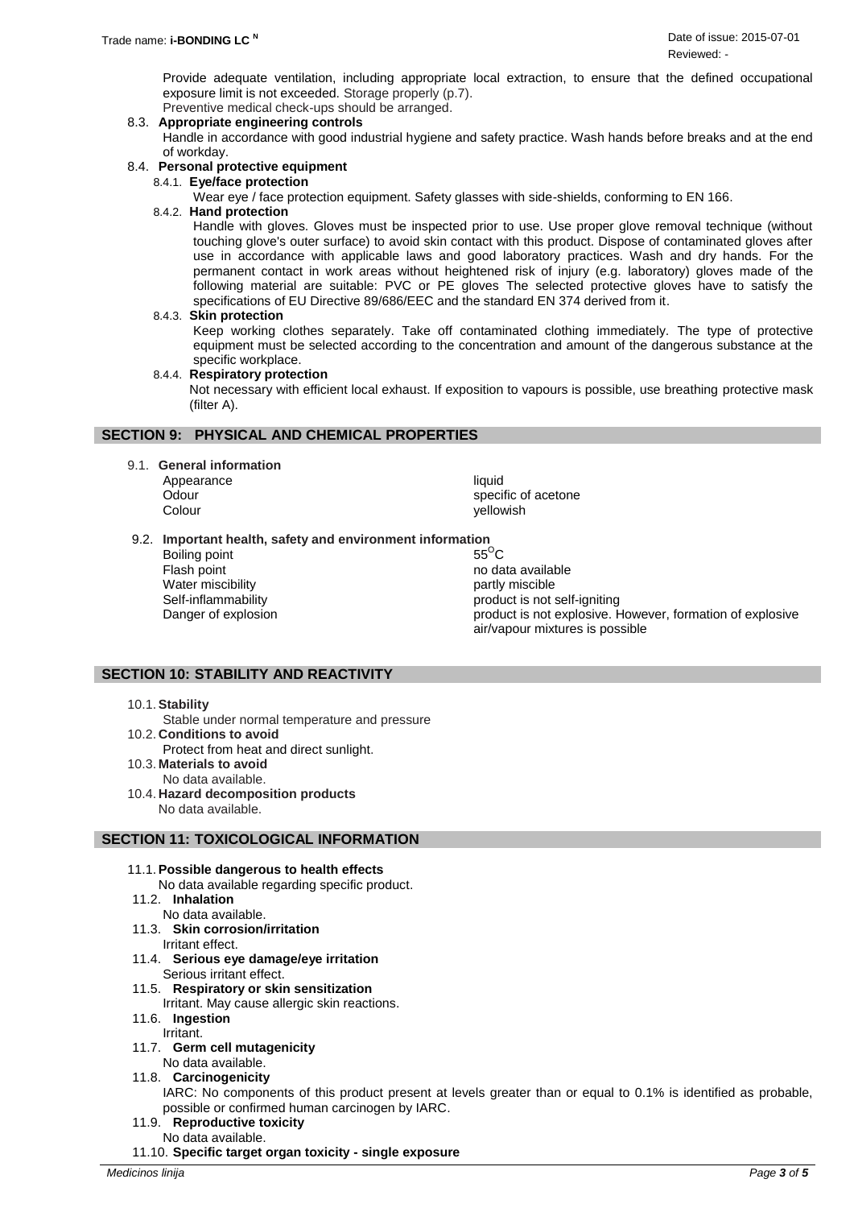Provide adequate ventilation, including appropriate local extraction, to ensure that the defined occupational exposure limit is not exceeded. Storage properly (p.7).
Preventive medical check-ups should be arranged.

### 8.3. Appropriate engineering controls

Handle in accordance with good industrial hygiene and safety practice. Wash hands before breaks and at the end of workday.

### 8.4. Personal protective equipment

#### 8.4.1. Eye/face protection

Wear eye / face protection equipment. Safety glasses with side-shields, conforming to EN 166.

#### 8.4.2. Hand protection

Handle with gloves. Gloves must be inspected prior to use. Use proper glove removal technique (without touching glove's outer surface) to avoid skin contact with this product. Dispose of contaminated gloves after use in accordance with applicable laws and good laboratory practices. Wash and dry hands. For the permanent contact in work areas without heightened risk of injury (e.g. laboratory) gloves made of the following material are suitable: PVC or PE gloves The selected protective gloves have to satisfy the specifications of EU Directive 89/686/EEC and the standard EN 374 derived from it.

#### 8.4.3. Skin protection

Keep working clothes separately. Take off contaminated clothing immediately. The type of protective equipment must be selected according to the concentration and amount of the dangerous substance at the specific workplace.

#### 8.4.4. Respiratory protection

Not necessary with efficient local exhaust. If exposition to vapours is possible, use breathing protective mask (filter A).

## SECTION 9: PHYSICAL AND CHEMICAL PROPERTIES

### 9.1. General information

| | |
|---|---|
| Appearance | liquid |
| Odour | specific of acetone |
| Colour | yellowish |

### 9.2. Important health, safety and environment information

| | |
|---|---|
| Boiling point | $55^{O}C$ |
| Flash point | no data available |
| Water miscibility | partly miscible |
| Self-inflammability | product is not self-igniting |
| Danger of explosion | product is not explosive. However, formation of explosive air/vapour mixtures is possible |

## SECTION 10: STABILITY AND REACTIVITY

### 10.1. Stability

Stable under normal temperature and pressure

### 10.2. Conditions to avoid

Protect from heat and direct sunlight.

### 10.3. Materials to avoid

No data available.

### 10.4. Hazard decomposition products

No data available.

## SECTION 11: TOXICOLOGICAL INFORMATION

### 11.1. Possible dangerous to health effects

No data available regarding specific product.

### 11.2. Inhalation

No data available.

### 11.3. Skin corrosion/irritation

Irritant effect.

### 11.4. Serious eye damage/eye irritation

Serious irritant effect.

### 11.5. Respiratory or skin sensitization

Irritant. May cause allergic skin reactions.

### 11.6. Ingestion

Irritant.

### 11.7. Germ cell mutagenicity

No data available.

### 11.8. Carcinogenicity

IARC: No components of this product present at levels greater than or equal to 0.1% is identified as probable, possible or confirmed human carcinogen by IARC.

### 11.9. Reproductive toxicity

No data available.

### 11.10. Specific target organ toxicity - single exposure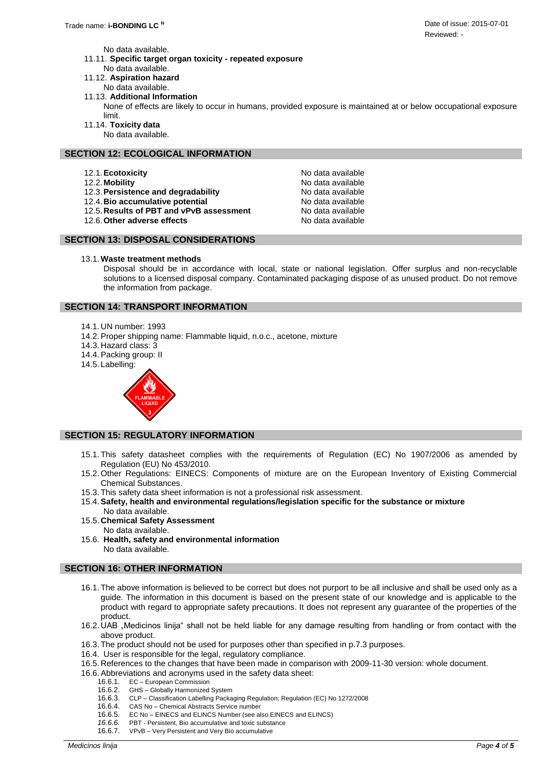No data available.

11.11. **Specific target organ toxicity - repeated exposure**
No data available.

11.12. **Aspiration hazard**
No data available.

11.13. **Additional Information**
None of effects are likely to occur in humans, provided exposure is maintained at or below occupational exposure limit.

11.14. **Toxicity data**
No data available.

## SECTION 12: ECOLOGICAL INFORMATION

| | |
|---|---|
| 12.1. **Ecotoxicity** | No data available |
| 12.2. **Mobility** | No data available |
| 12.3. **Persistence and degradability** | No data available |
| 12.4. **Bio accumulative potential** | No data available |
| 12.5. **Results of PBT and vPvB assessment** | No data available |
| 12.6. **Other adverse effects** | No data available |

## SECTION 13: DISPOSAL CONSIDERATIONS

13.1. **Waste treatment methods**
Disposal should be in accordance with local, state or national legislation. Offer surplus and non-recyclable solutions to a licensed disposal company. Contaminated packaging dispose of as unused product. Do not remove the information from package.

## SECTION 14: TRANSPORT INFORMATION

14.1. UN number: 1993
14.2. Proper shipping name: Flammable liquid, n.o.c., acetone, mixture
14.3. Hazard class: 3
14.4. Packing group: II
14.5. Labelling:

## SECTION 15: REGULATORY INFORMATION

15.1. This safety datasheet complies with the requirements of Regulation (EC) No 1907/2006 as amended by Regulation (EU) No 453/2010.
15.2. Other Regulations: EINECS: Components of mixture are on the European Inventory of Existing Commercial Chemical Substances.
15.3. This safety data sheet information is not a professional risk assessment.
15.4. **Safety, health and environmental regulations/legislation specific for the substance or mixture**
No data available.
15.5. **Chemical Safety Assessment**
No data available.
15.6. **Health, safety and environmental information**
No data available.

## SECTION 16: OTHER INFORMATION

16.1. The above information is believed to be correct but does not purport to be all inclusive and shall be used only as a guide. The information in this document is based on the present state of our knowledge and is applicable to the product with regard to appropriate safety precautions. It does not represent any guarantee of the properties of the product.
16.2. UAB „Medicinos linija" shall not be held liable for any damage resulting from handling or from contact with the above product.
16.3. The product should not be used for purposes other than specified in p.7.3 purposes.
16.4. User is responsible for the legal, regulatory compliance.
16.5. References to the changes that have been made in comparison with 2009-11-30 version: whole document.
16.6. Abbreviations and acronyms used in the safety data sheet:
16.6.1. EC – European Commission
16.6.2. GHS – Globally Harmonized System
16.6.3. CLP – Classification Labelling Packaging Regulation; Regulation (EC) No 1272/2008
16.6.4. CAS No – Chemical Abstracts Service number
16.6.5. EC No – EINECS and ELINCS Number (see also EINECS and ELINCS)
*16.6.6.* PBT - Persistent, Bio accumulative and toxic substance
16.6.7. VPvB – Very Persistent and Very Bio accumulative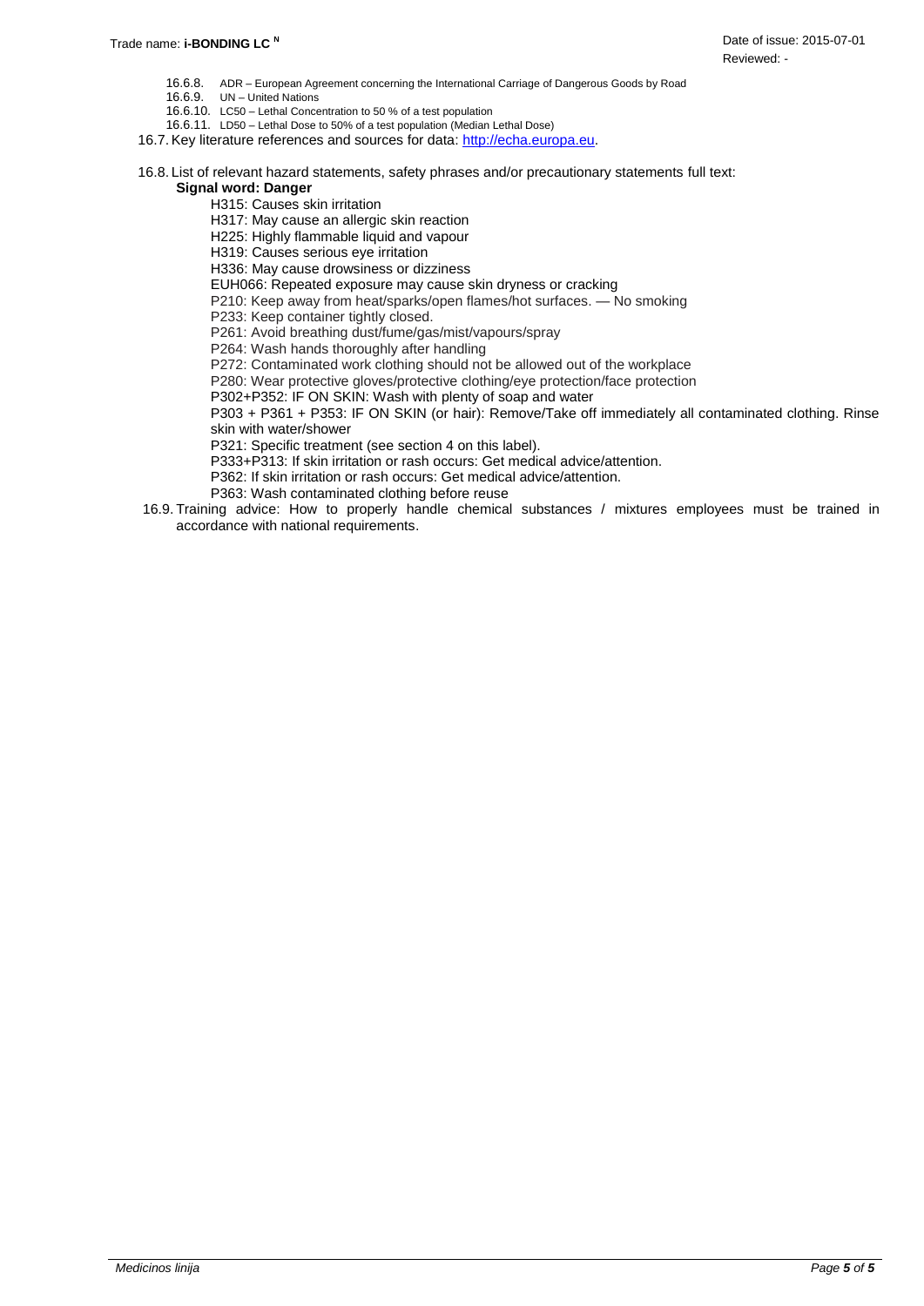16.6.8. ADR – European Agreement concerning the International Carriage of Dangerous Goods by Road
16.6.9. UN – United Nations
16.6.10. LC50 – Lethal Concentration to 50 % of a test population
16.6.11. LD50 – Lethal Dose to 50% of a test population (Median Lethal Dose)

16.7. Key literature references and sources for data: http://echa.europa.eu.

16.8. List of relevant hazard statements, safety phrases and/or precautionary statements full text:

**Signal word: Danger**

H315: Causes skin irritation
H317: May cause an allergic skin reaction
H225: Highly flammable liquid and vapour
H319: Causes serious eye irritation
H336: May cause drowsiness or dizziness
EUH066: Repeated exposure may cause skin dryness or cracking
P210: Keep away from heat/sparks/open flames/hot surfaces. — No smoking
P233: Keep container tightly closed.
P261: Avoid breathing dust/fume/gas/mist/vapours/spray
P264: Wash hands thoroughly after handling
P272: Contaminated work clothing should not be allowed out of the workplace
P280: Wear protective gloves/protective clothing/eye protection/face protection
P302+P352: IF ON SKIN: Wash with plenty of soap and water
P303 + P361 + P353: IF ON SKIN (or hair): Remove/Take off immediately all contaminated clothing. Rinse skin with water/shower
P321: Specific treatment (see section 4 on this label).
P333+P313: If skin irritation or rash occurs: Get medical advice/attention.
P362: If skin irritation or rash occurs: Get medical advice/attention.
P363: Wash contaminated clothing before reuse

16.9. Training advice: How to properly handle chemical substances / mixtures employees must be trained in accordance with national requirements.